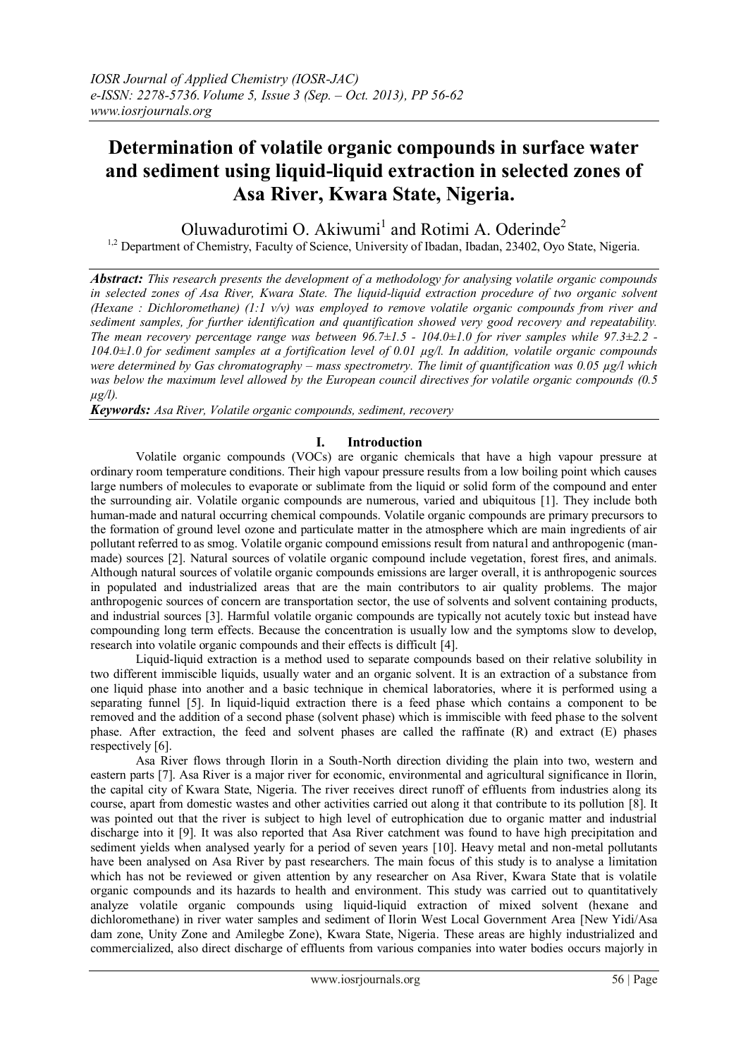# Determination of volatile organic compounds in surface water and sediment using liquid-liquid extraction in selected zones of Asa River, Kwara State, Nigeria.

Oluwadurotimi O. Akiwumi[1] and Rotimi A. Oderinde[2]

[1,2] Department of Chemistry, Faculty of Science, University of Ibadan, Ibadan, 23402, Oyo State, Nigeria.

***Abstract:*** *This research presents the development of a methodology for analysing volatile organic compounds in selected zones of Asa River, Kwara State. The liquid-liquid extraction procedure of two organic solvent (Hexane : Dichloromethane) (1:1 v/v) was employed to remove volatile organic compounds from river and sediment samples, for further identification and quantification showed very good recovery and repeatability. The mean recovery percentage range was between 96.7±1.5 - 104.0±1.0 for river samples while 97.3±2.2 - 104.0±1.0 for sediment samples at a fortification level of 0.01 µg/l. In addition, volatile organic compounds were determined by Gas chromatography – mass spectrometry. The limit of quantification was 0.05 µg/l which was below the maximum level allowed by the European council directives for volatile organic compounds (0.5 µg/l).*

***Keywords:*** *Asa River, Volatile organic compounds, sediment, recovery*

## I. Introduction

Volatile organic compounds (VOCs) are organic chemicals that have a high vapour pressure at ordinary room temperature conditions. Their high vapour pressure results from a low boiling point which causes large numbers of molecules to evaporate or sublimate from the liquid or solid form of the compound and enter the surrounding air. Volatile organic compounds are numerous, varied and ubiquitous [1]. They include both human-made and natural occurring chemical compounds. Volatile organic compounds are primary precursors to the formation of ground level ozone and particulate matter in the atmosphere which are main ingredients of air pollutant referred to as smog. Volatile organic compound emissions result from natural and anthropogenic (man-made) sources [2]. Natural sources of volatile organic compound include vegetation, forest fires, and animals. Although natural sources of volatile organic compounds emissions are larger overall, it is anthropogenic sources in populated and industrialized areas that are the main contributors to air quality problems. The major anthropogenic sources of concern are transportation sector, the use of solvents and solvent containing products, and industrial sources [3]. Harmful volatile organic compounds are typically not acutely toxic but instead have compounding long term effects. Because the concentration is usually low and the symptoms slow to develop, research into volatile organic compounds and their effects is difficult [4].

Liquid-liquid extraction is a method used to separate compounds based on their relative solubility in two different immiscible liquids, usually water and an organic solvent. It is an extraction of a substance from one liquid phase into another and a basic technique in chemical laboratories, where it is performed using a separating funnel [5]. In liquid-liquid extraction there is a feed phase which contains a component to be removed and the addition of a second phase (solvent phase) which is immiscible with feed phase to the solvent phase. After extraction, the feed and solvent phases are called the raffinate (R) and extract (E) phases respectively [6].

Asa River flows through Ilorin in a South-North direction dividing the plain into two, western and eastern parts [7]. Asa River is a major river for economic, environmental and agricultural significance in Ilorin, the capital city of Kwara State, Nigeria. The river receives direct runoff of effluents from industries along its course, apart from domestic wastes and other activities carried out along it that contribute to its pollution [8]. It was pointed out that the river is subject to high level of eutrophication due to organic matter and industrial discharge into it [9]. It was also reported that Asa River catchment was found to have high precipitation and sediment yields when analysed yearly for a period of seven years [10]. Heavy metal and non-metal pollutants have been analysed on Asa River by past researchers. The main focus of this study is to analyse a limitation which has not be reviewed or given attention by any researcher on Asa River, Kwara State that is volatile organic compounds and its hazards to health and environment. This study was carried out to quantitatively analyze volatile organic compounds using liquid-liquid extraction of mixed solvent (hexane and dichloromethane) in river water samples and sediment of Ilorin West Local Government Area [New Yidi/Asa dam zone, Unity Zone and Amilegbe Zone), Kwara State, Nigeria. These areas are highly industrialized and commercialized, also direct discharge of effluents from various companies into water bodies occurs majorly in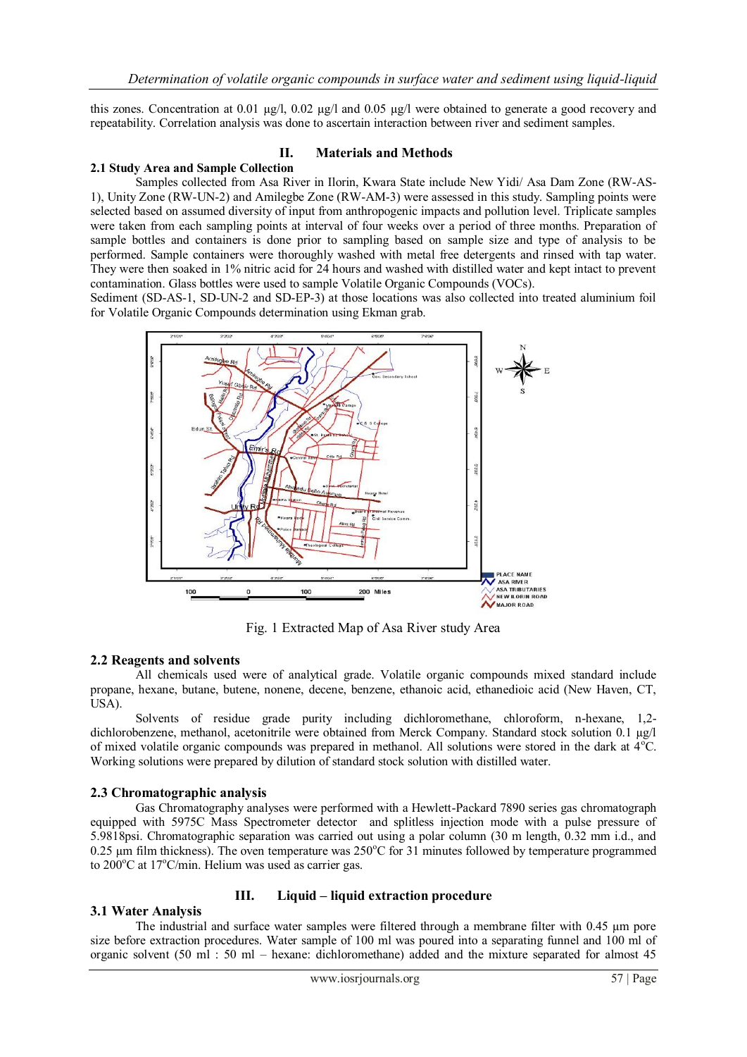this zones. Concentration at 0.01 µg/l, 0.02 µg/l and 0.05 µg/l were obtained to generate a good recovery and repeatability. Correlation analysis was done to ascertain interaction between river and sediment samples.

## II. Materials and Methods

### 2.1 Study Area and Sample Collection

Samples collected from Asa River in Ilorin, Kwara State include New Yidi/ Asa Dam Zone (RW-AS-1), Unity Zone (RW-UN-2) and Amilegbe Zone (RW-AM-3) were assessed in this study. Sampling points were selected based on assumed diversity of input from anthropogenic impacts and pollution level. Triplicate samples were taken from each sampling points at interval of four weeks over a period of three months. Preparation of sample bottles and containers is done prior to sampling based on sample size and type of analysis to be performed. Sample containers were thoroughly washed with metal free detergents and rinsed with tap water. They were then soaked in 1% nitric acid for 24 hours and washed with distilled water and kept intact to prevent contamination. Glass bottles were used to sample Volatile Organic Compounds (VOCs).

Sediment (SD-AS-1, SD-UN-2 and SD-EP-3) at those locations was also collected into treated aluminium foil for Volatile Organic Compounds determination using Ekman grab.

Fig. 1 Extracted Map of Asa River study Area

### 2.2 Reagents and solvents

All chemicals used were of analytical grade. Volatile organic compounds mixed standard include propane, hexane, butane, butene, nonene, decene, benzene, ethanoic acid, ethanedioic acid (New Haven, CT, USA).

Solvents of residue grade purity including dichloromethane, chloroform, n-hexane, 1,2-dichlorobenzene, methanol, acetonitrile were obtained from Merck Company. Standard stock solution 0.1 µg/l of mixed volatile organic compounds was prepared in methanol. All solutions were stored in the dark at 4°C. Working solutions were prepared by dilution of standard stock solution with distilled water.

### 2.3 Chromatographic analysis

Gas Chromatography analyses were performed with a Hewlett-Packard 7890 series gas chromatograph equipped with 5975C Mass Spectrometer detector and splitless injection mode with a pulse pressure of 5.9818psi. Chromatographic separation was carried out using a polar column (30 m length, 0.32 mm i.d., and 0.25 µm film thickness). The oven temperature was 250°C for 31 minutes followed by temperature programmed to 200°C at 17°C/min. Helium was used as carrier gas.

## III. Liquid – liquid extraction procedure

### 3.1 Water Analysis

The industrial and surface water samples were filtered through a membrane filter with 0.45 µm pore size before extraction procedures. Water sample of 100 ml was poured into a separating funnel and 100 ml of organic solvent (50 ml : 50 ml – hexane: dichloromethane) added and the mixture separated for almost 45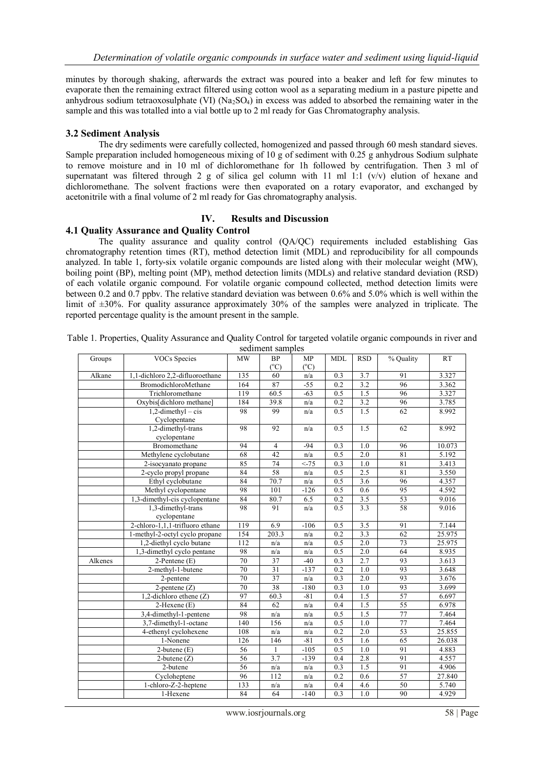minutes by thorough shaking, afterwards the extract was poured into a beaker and left for few minutes to evaporate then the remaining extract filtered using cotton wool as a separating medium in a pasture pipette and anhydrous sodium tetraoxosulphate (VI) ($Na_2SO_4$) in excess was added to absorbed the remaining water in the sample and this was totalled into a vial bottle up to 2 ml ready for Gas Chromatography analysis.

### 3.2 Sediment Analysis

The dry sediments were carefully collected, homogenized and passed through 60 mesh standard sieves. Sample preparation included homogeneous mixing of 10 g of sediment with 0.25 g anhydrous Sodium sulphate to remove moisture and in 10 ml of dichloromethane for 1h followed by centrifugation. Then 3 ml of supernatant was filtered through 2 g of silica gel column with 11 ml 1:1 (v/v) elution of hexane and dichloromethane. The solvent fractions were then evaporated on a rotary evaporator, and exchanged by acetonitrile with a final volume of 2 ml ready for Gas chromatography analysis.

## IV. Results and Discussion

### 4.1 Quality Assurance and Quality Control

The quality assurance and quality control (QA/QC) requirements included establishing Gas chromatography retention times (RT), method detection limit (MDL) and reproducibility for all compounds analyzed. In table 1, forty-six volatile organic compounds are listed along with their molecular weight (MW), boiling point (BP), melting point (MP), method detection limits (MDLs) and relative standard deviation (RSD) of each volatile organic compound. For volatile organic compound collected, method detection limits were between 0.2 and 0.7 ppbv. The relative standard deviation was between 0.6% and 5.0% which is well within the limit of ±30%. For quality assurance approximately 30% of the samples were analyzed in triplicate. The reported percentage quality is the amount present in the sample.

Table 1. Properties, Quality Assurance and Quality Control for targeted volatile organic compounds in river and sediment samples

| Groups | VOCs Species | MW | BP (°C) | MP (°C) | MDL | RSD | % Quality | RT |
|---|---|---|---|---|---|---|---|---|
| Alkane | 1,1-dichloro 2,2-difluoroethane | 135 | 60 | n/a | 0.3 | 3.7 | 91 | 3.327 |
| | BromodichloroMethane | 164 | 87 | -55 | 0.2 | 3.2 | 96 | 3.362 |
| | Trichloromethane | 119 | 60.5 | -63 | 0.5 | 1.5 | 96 | 3.327 |
| | Oxybis[dichloro methane] | 184 | 39.8 | n/a | 0.2 | 3.2 | 96 | 3.785 |
| | 1,2-dimethyl – cis Cyclopentane | 98 | 99 | n/a | 0.5 | 1.5 | 62 | 8.992 |
| | 1,2-dimethyl-trans cyclopentane | 98 | 92 | n/a | 0.5 | 1.5 | 62 | 8.992 |
| | Bromomethane | 94 | 4 | -94 | 0.3 | 1.0 | 96 | 10.073 |
| | Methylene cyclobutane | 68 | 42 | n/a | 0.5 | 2.0 | 81 | 5.192 |
| | 2-isocyanato propane | 85 | 74 | <-75 | 0.3 | 1.0 | 81 | 3.413 |
| | 2-cyclo propyl propane | 84 | 58 | n/a | 0.5 | 2.5 | 81 | 3.550 |
| | Ethyl cyclobutane | 84 | 70.7 | n/a | 0.5 | 3.6 | 96 | 4.357 |
| | Methyl cyclopentane | 98 | 101 | -126 | 0.5 | 0.6 | 95 | 4.592 |
| | 1,3-dimethyl-cis cyclopentane | 84 | 80.7 | 6.5 | 0.2 | 3.5 | 53 | 9.016 |
| | 1,3-dimethyl-trans cyclopentane | 98 | 91 | n/a | 0.5 | 3.3 | 58 | 9.016 |
| | 2-chloro-1,1,1-trifluoro ethane | 119 | 6.9 | -106 | 0.5 | 3.5 | 91 | 7.144 |
| | 1-methyl-2-octyl cyclo propane | 154 | 203.3 | n/a | 0.2 | 3.3 | 62 | 25.975 |
| | 1,2-diethyl cyclo butane | 112 | n/a | n/a | 0.5 | 2.0 | 73 | 25.975 |
| | 1,3-dimethyl cyclo pentane | 98 | n/a | n/a | 0.5 | 2.0 | 64 | 8.935 |
| Alkenes | 2-Pentene (E) | 70 | 37 | -40 | 0.3 | 2.7 | 93 | 3.613 |
| | 2-methyl-1-butene | 70 | 31 | -137 | 0.2 | 1.0 | 93 | 3.648 |
| | 2-pentene | 70 | 37 | n/a | 0.3 | 2.0 | 93 | 3.676 |
| | 2-pentene (Z) | 70 | 38 | -180 | 0.3 | 1.0 | 93 | 3.699 |
| | 1,2-dichloro ethene (Z) | 97 | 60.3 | -81 | 0.4 | 1.5 | 57 | 6.697 |
| | 2-Hexene (E) | 84 | 62 | n/a | 0.4 | 1.5 | 55 | 6.978 |
| | 3,4-dimethyl-1-pentene | 98 | n/a | n/a | 0.5 | 1.5 | 77 | 7.464 |
| | 3,7-dimethyl-1-octane | 140 | 156 | n/a | 0.5 | 1.0 | 77 | 7.464 |
| | 4-ethenyl cyclohexene | 108 | n/a | n/a | 0.2 | 2.0 | 53 | 25.855 |
| | 1-Nonene | 126 | 146 | -81 | 0.5 | 1.6 | 65 | 26.038 |
| | 2-butene (E) | 56 | 1 | -105 | 0.5 | 1.0 | 91 | 4.883 |
| | 2-butene (Z) | 56 | 3.7 | -139 | 0.4 | 2.8 | 91 | 4.557 |
| | 2-butene | 56 | n/a | n/a | 0.3 | 1.5 | 91 | 4.906 |
| | Cycloheptene | 96 | 112 | n/a | 0.2 | 0.6 | 57 | 27.840 |
| | 1-chloro-Z-2-heptene | 133 | n/a | n/a | 0.4 | 4.6 | 50 | 5.740 |
| | 1-Hexene | 84 | 64 | -140 | 0.3 | 1.0 | 90 | 4.929 |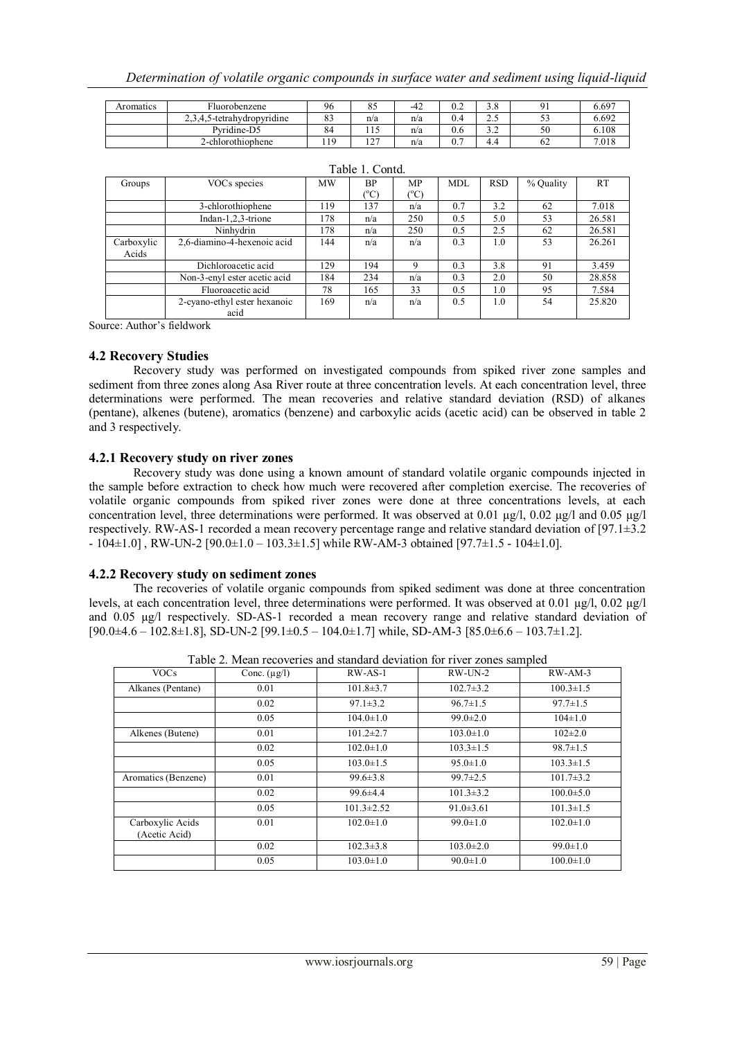| Groups | VOCs species | MW | BP (°C) | MP (°C) | MDL | RSD | % Quality | RT |
|---|---|---|---|---|---|---|---|---|
| Aromatics | Fluorobenzene | 96 | 85 | -42 | 0.2 | 3.8 | 91 | 6.697 |
| | 2,3,4,5-tetrahydropyridine | 83 | n/a | n/a | 0.4 | 2.5 | 53 | 6.692 |
| | Pyridine-D5 | 84 | 115 | n/a | 0.6 | 3.2 | 50 | 6.108 |
| | 2-chlorothiophene | 119 | 127 | n/a | 0.7 | 4.4 | 62 | 7.018 |

Table 1. Contd.

| Groups | VOCs species | MW | BP (°C) | MP (°C) | MDL | RSD | % Quality | RT |
|---|---|---|---|---|---|---|---|---|
| | 3-chlorothiophene | 119 | 137 | n/a | 0.7 | 3.2 | 62 | 7.018 |
| | Indan-1,2,3-trione | 178 | n/a | 250 | 0.5 | 5.0 | 53 | 26.581 |
| | Ninhydrin | 178 | n/a | 250 | 0.5 | 2.5 | 62 | 26.581 |
| Carboxylic Acids | 2,6-diamino-4-hexenoic acid | 144 | n/a | n/a | 0.3 | 1.0 | 53 | 26.261 |
| | Dichloroacetic acid | 129 | 194 | 9 | 0.3 | 3.8 | 91 | 3.459 |
| | Non-3-enyl ester acetic acid | 184 | 234 | n/a | 0.3 | 2.0 | 50 | 28.858 |
| | Fluoroacetic acid | 78 | 165 | 33 | 0.5 | 1.0 | 95 | 7.584 |
| | 2-cyano-ethyl ester hexanoic acid | 169 | n/a | n/a | 0.5 | 1.0 | 54 | 25.820 |

Source: Author's fieldwork

### 4.2 Recovery Studies

Recovery study was performed on investigated compounds from spiked river zone samples and sediment from three zones along Asa River route at three concentration levels. At each concentration level, three determinations were performed. The mean recoveries and relative standard deviation (RSD) of alkanes (pentane), alkenes (butene), aromatics (benzene) and carboxylic acids (acetic acid) can be observed in table 2 and 3 respectively.

#### 4.2.1 Recovery study on river zones

Recovery study was done using a known amount of standard volatile organic compounds injected in the sample before extraction to check how much were recovered after completion exercise. The recoveries of volatile organic compounds from spiked river zones were done at three concentrations levels, at each concentration level, three determinations were performed. It was observed at 0.01 µg/l, 0.02 µg/l and 0.05 µg/l respectively. RW-AS-1 recorded a mean recovery percentage range and relative standard deviation of [97.1±3.2 - 104±1.0] , RW-UN-2 [90.0±1.0 – 103.3±1.5] while RW-AM-3 obtained [97.7±1.5 - 104±1.0].

#### 4.2.2 Recovery study on sediment zones

The recoveries of volatile organic compounds from spiked sediment was done at three concentration levels, at each concentration level, three determinations were performed. It was observed at 0.01 µg/l, 0.02 µg/l and 0.05 µg/l respectively. SD-AS-1 recorded a mean recovery range and relative standard deviation of [90.0±4.6 – 102.8±1.8], SD-UN-2 [99.1±0.5 – 104.0±1.7] while, SD-AM-3 [85.0±6.6 – 103.7±1.2].

Table 2. Mean recoveries and standard deviation for river zones sampled

| VOCs | Conc. (µg/l) | RW-AS-1 | RW-UN-2 | RW-AM-3 |
|---|---|---|---|---|
| Alkanes (Pentane) | 0.01 | 101.8±3.7 | 102.7±3.2 | 100.3±1.5 |
| | 0.02 | 97.1±3.2 | 96.7±1.5 | 97.7±1.5 |
| | 0.05 | 104.0±1.0 | 99.0±2.0 | 104±1.0 |
| Alkenes (Butene) | 0.01 | 101.2±2.7 | 103.0±1.0 | 102±2.0 |
| | 0.02 | 102.0±1.0 | 103.3±1.5 | 98.7±1.5 |
| | 0.05 | 103.0±1.5 | 95.0±1.0 | 103.3±1.5 |
| Aromatics (Benzene) | 0.01 | 99.6±3.8 | 99.7±2.5 | 101.7±3.2 |
| | 0.02 | 99.6±4.4 | 101.3±3.2 | 100.0±5.0 |
| | 0.05 | 101.3±2.52 | 91.0±3.61 | 101.3±1.5 |
| Carboxylic Acids (Acetic Acid) | 0.01 | 102.0±1.0 | 99.0±1.0 | 102.0±1.0 |
| | 0.02 | 102.3±3.8 | 103.0±2.0 | 99.0±1.0 |
| | 0.05 | 103.0±1.0 | 90.0±1.0 | 100.0±1.0 |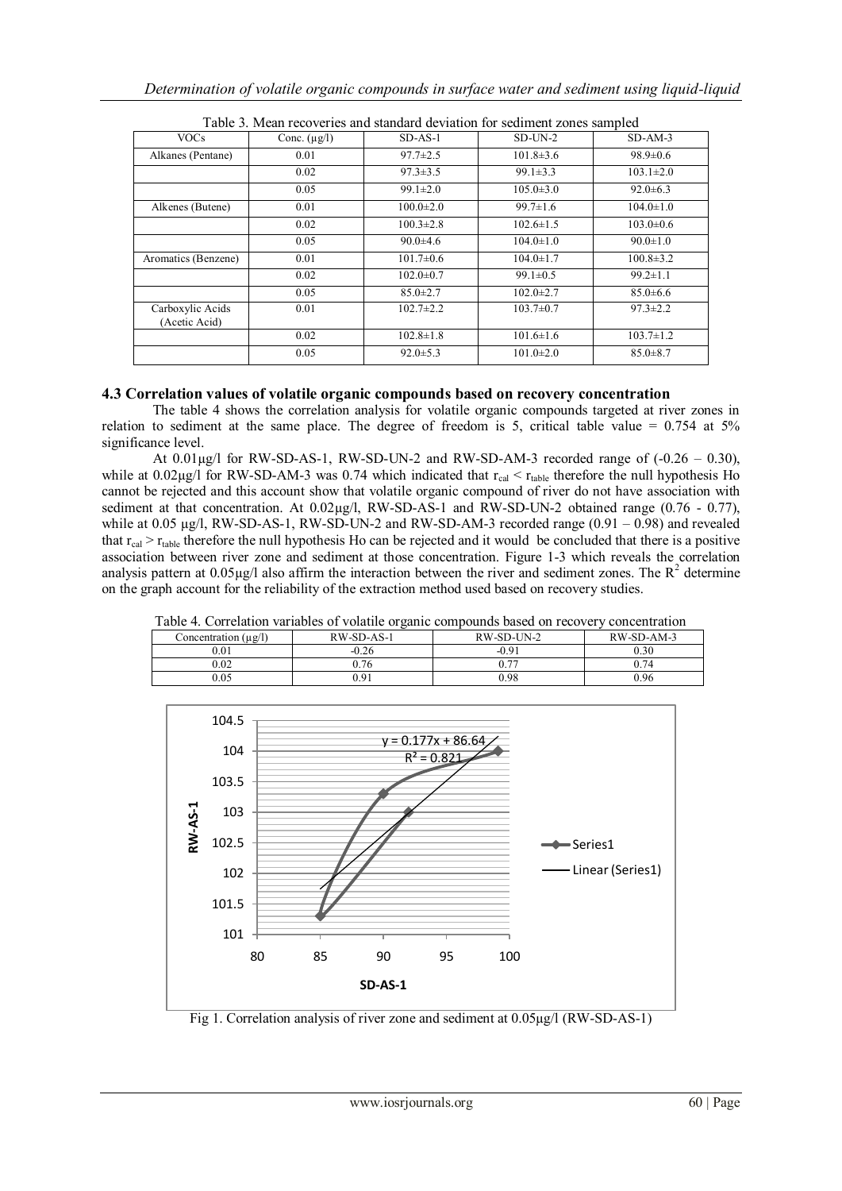Table 3. Mean recoveries and standard deviation for sediment zones sampled

| VOCs | Conc. (µg/l) | SD-AS-1 | SD-UN-2 | SD-AM-3 |
|---|---|---|---|---|
| Alkanes (Pentane) | 0.01 | 97.7±2.5 | 101.8±3.6 | 98.9±0.6 |
| | 0.02 | 97.3±3.5 | 99.1±3.3 | 103.1±2.0 |
| | 0.05 | 99.1±2.0 | 105.0±3.0 | 92.0±6.3 |
| Alkenes (Butene) | 0.01 | 100.0±2.0 | 99.7±1.6 | 104.0±1.0 |
| | 0.02 | 100.3±2.8 | 102.6±1.5 | 103.0±0.6 |
| | 0.05 | 90.0±4.6 | 104.0±1.0 | 90.0±1.0 |
| Aromatics (Benzene) | 0.01 | 101.7±0.6 | 104.0±1.7 | 100.8±3.2 |
| | 0.02 | 102.0±0.7 | 99.1±0.5 | 99.2±1.1 |
| | 0.05 | 85.0±2.7 | 102.0±2.7 | 85.0±6.6 |
| Carboxylic Acids (Acetic Acid) | 0.01 | 102.7±2.2 | 103.7±0.7 | 97.3±2.2 |
| | 0.02 | 102.8±1.8 | 101.6±1.6 | 103.7±1.2 |
| | 0.05 | 92.0±5.3 | 101.0±2.0 | 85.0±8.7 |

### 4.3 Correlation values of volatile organic compounds based on recovery concentration

The table 4 shows the correlation analysis for volatile organic compounds targeted at river zones in relation to sediment at the same place. The degree of freedom is 5, critical table value = 0.754 at 5% significance level.

At 0.01µg/l for RW-SD-AS-1, RW-SD-UN-2 and RW-SD-AM-3 recorded range of (-0.26 – 0.30), while at 0.02µg/l for RW-SD-AM-3 was 0.74 which indicated that $r_{cal} < r_{table}$ therefore the null hypothesis Ho cannot be rejected and this account show that volatile organic compound of river do not have association with sediment at that concentration. At 0.02µg/l, RW-SD-AS-1 and RW-SD-UN-2 obtained range (0.76 - 0.77), while at 0.05 µg/l, RW-SD-AS-1, RW-SD-UN-2 and RW-SD-AM-3 recorded range (0.91 – 0.98) and revealed that $r_{cal} > r_{table}$ therefore the null hypothesis Ho can be rejected and it would be concluded that there is a positive association between river zone and sediment at those concentration. Figure 1-3 which reveals the correlation analysis pattern at 0.05µg/l also affirm the interaction between the river and sediment zones. The $R^2$ determine on the graph account for the reliability of the extraction method used based on recovery studies.

Table 4. Correlation variables of volatile organic compounds based on recovery concentration

| Concentration (µg/l) | RW-SD-AS-1 | RW-SD-UN-2 | RW-SD-AM-3 |
|---|---|---|---|
| 0.01 | -0.26 | -0.91 | 0.30 |
| 0.02 | 0.76 | 0.77 | 0.74 |
| 0.05 | 0.91 | 0.98 | 0.96 |

Fig 1. Correlation analysis of river zone and sediment at 0.05µg/l (RW-SD-AS-1)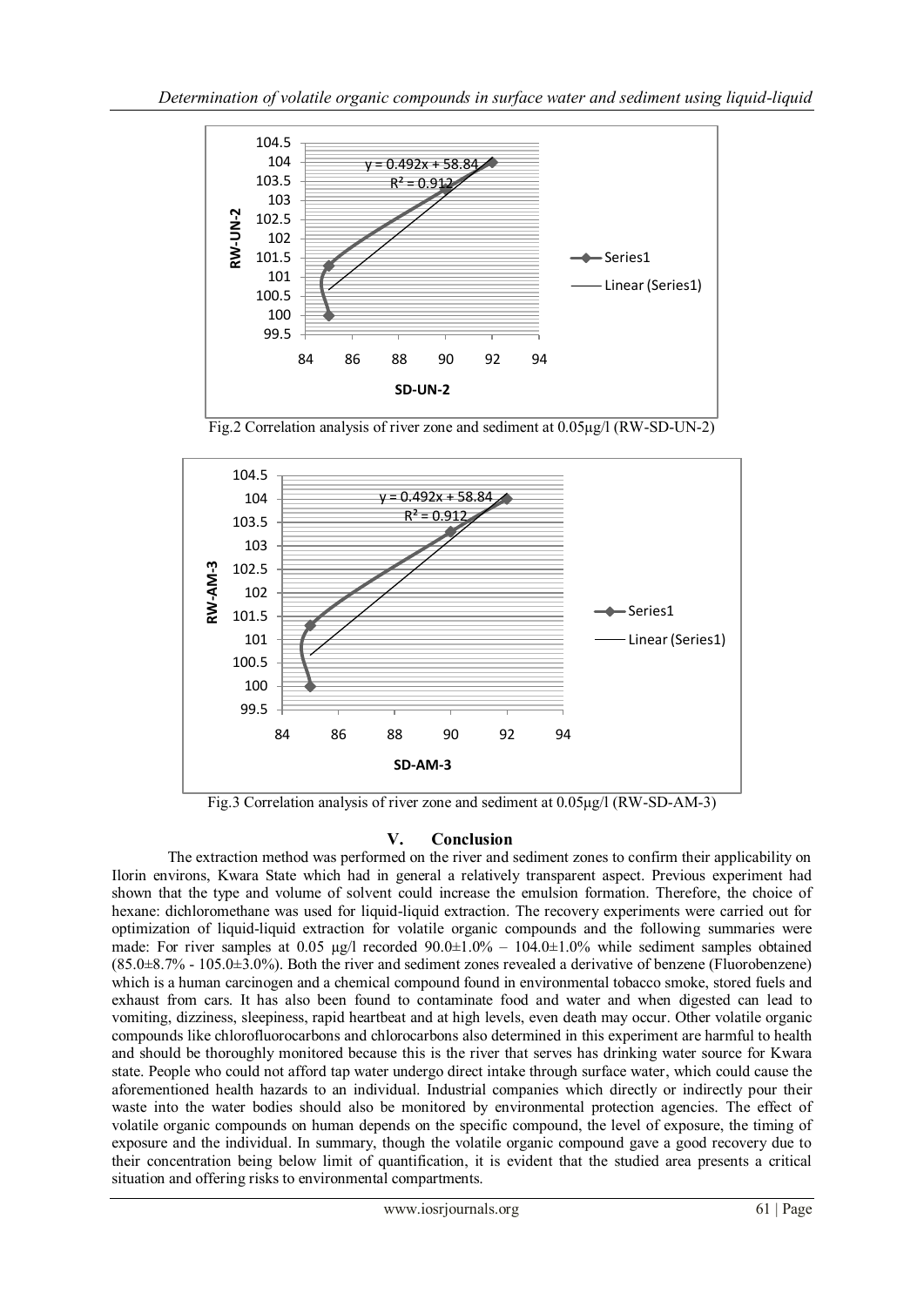Fig.2 Correlation analysis of river zone and sediment at 0.05µg/l (RW-SD-UN-2)

Fig.3 Correlation analysis of river zone and sediment at 0.05µg/l (RW-SD-AM-3)

## V. Conclusion

The extraction method was performed on the river and sediment zones to confirm their applicability on Ilorin environs, Kwara State which had in general a relatively transparent aspect. Previous experiment had shown that the type and volume of solvent could increase the emulsion formation. Therefore, the choice of hexane: dichloromethane was used for liquid-liquid extraction. The recovery experiments were carried out for optimization of liquid-liquid extraction for volatile organic compounds and the following summaries were made: For river samples at 0.05 µg/l recorded 90.0±1.0% – 104.0±1.0% while sediment samples obtained (85.0±8.7% - 105.0±3.0%). Both the river and sediment zones revealed a derivative of benzene (Fluorobenzene) which is a human carcinogen and a chemical compound found in environmental tobacco smoke, stored fuels and exhaust from cars. It has also been found to contaminate food and water and when digested can lead to vomiting, dizziness, sleepiness, rapid heartbeat and at high levels, even death may occur. Other volatile organic compounds like chlorofluorocarbons and chlorocarbons also determined in this experiment are harmful to health and should be thoroughly monitored because this is the river that serves has drinking water source for Kwara state. People who could not afford tap water undergo direct intake through surface water, which could cause the aforementioned health hazards to an individual. Industrial companies which directly or indirectly pour their waste into the water bodies should also be monitored by environmental protection agencies. The effect of volatile organic compounds on human depends on the specific compound, the level of exposure, the timing of exposure and the individual. In summary, though the volatile organic compound gave a good recovery due to their concentration being below limit of quantification, it is evident that the studied area presents a critical situation and offering risks to environmental compartments.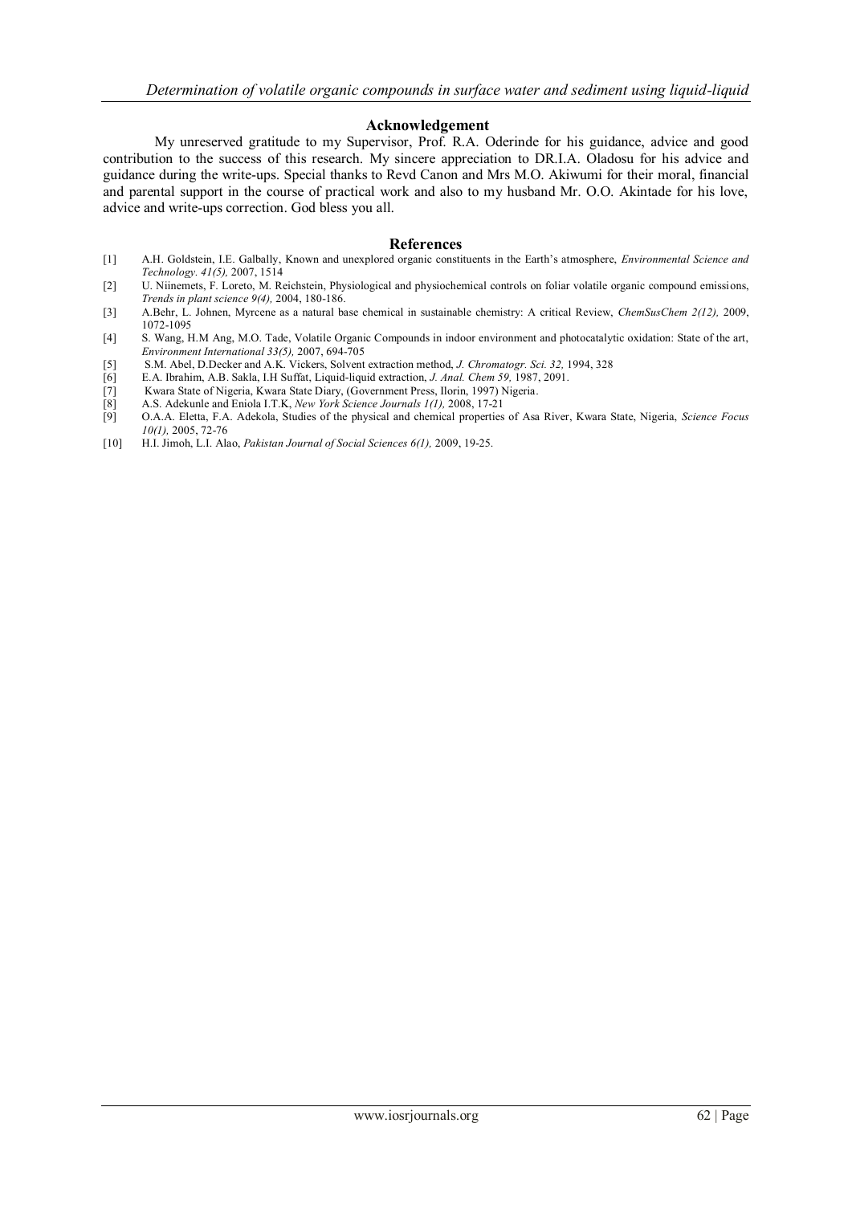## Acknowledgement

My unreserved gratitude to my Supervisor, Prof. R.A. Oderinde for his guidance, advice and good contribution to the success of this research. My sincere appreciation to DR.I.A. Oladosu for his advice and guidance during the write-ups. Special thanks to Revd Canon and Mrs M.O. Akiwumi for their moral, financial and parental support in the course of practical work and also to my husband Mr. O.O. Akintade for his love, advice and write-ups correction. God bless you all.

## References

[1] A.H. Goldstein, I.E. Galbally, Known and unexplored organic constituents in the Earth's atmosphere, *Environmental Science and Technology. 41(5),* 2007, 1514

[2] U. Niinemets, F. Loreto, M. Reichstein, Physiological and physiochemical controls on foliar volatile organic compound emissions, *Trends in plant science 9(4),* 2004, 180-186.

[3] A.Behr, L. Johnen, Myrcene as a natural base chemical in sustainable chemistry: A critical Review, *ChemSusChem 2(12),* 2009, 1072-1095

[4] S. Wang, H.M Ang, M.O. Tade, Volatile Organic Compounds in indoor environment and photocatalytic oxidation: State of the art, *Environment International 33(5),* 2007, 694-705

[5] S.M. Abel, D.Decker and A.K. Vickers, Solvent extraction method, *J. Chromatogr. Sci. 32,* 1994, 328

[6] E.A. Ibrahim, A.B. Sakla, I.H Suffat, Liquid-liquid extraction, *J. Anal. Chem 59,* 1987, 2091.

[7] Kwara State of Nigeria, Kwara State Diary, (Government Press, Ilorin, 1997) Nigeria.

[8] A.S. Adekunle and Eniola I.T.K, *New York Science Journals 1(1),* 2008, 17-21

[9] O.A.A. Eletta, F.A. Adekola, Studies of the physical and chemical properties of Asa River, Kwara State, Nigeria, *Science Focus 10(1),* 2005, 72-76

[10] H.I. Jimoh, L.I. Alao, *Pakistan Journal of Social Sciences 6(1),* 2009, 19-25.